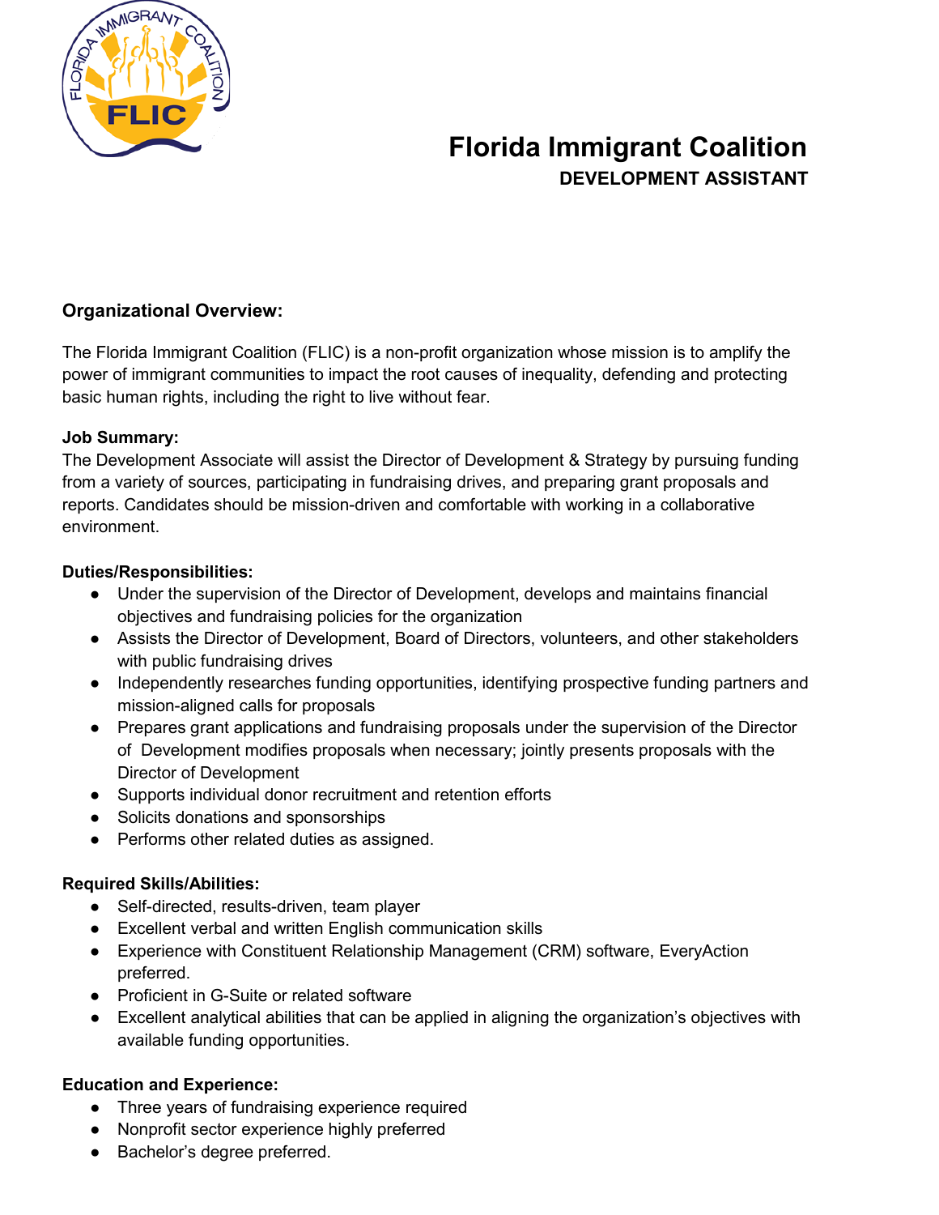# Florida Immigrant Coalition

## DEVELOPMENT ASSISTANT

### Organizational Overview:

The Florida Immigrant Coalition (FLIC) is a non-profit organization whose mission is to amplify the power of immigrant communities to impact the root causes of inequality, defending and protecting basic human rights, including the right to live without fear.

**Job Summary:**

The Development Associate will assist the Director of Development & Strategy by pursuing funding from a variety of sources, participating in fundraising drives, and preparing grant proposals and reports. Candidates should be mission-driven and comfortable with working in a collaborative environment.

**Duties/Responsibilities:**

- Under the supervision of the Director of Development, develops and maintains financial objectives and fundraising policies for the organization
- Assists the Director of Development, Board of Directors, volunteers, and other stakeholders with public fundraising drives
- Independently researches funding opportunities, identifying prospective funding partners and mission-aligned calls for proposals
- Prepares grant applications and fundraising proposals under the supervision of the Director of Development modifies proposals when necessary; jointly presents proposals with the Director of Development
- Supports individual donor recruitment and retention efforts
- Solicits donations and sponsorships
- Performs other related duties as assigned.

**Required Skills/Abilities:**

- Self-directed, results-driven, team player
- Excellent verbal and written English communication skills
- Experience with Constituent Relationship Management (CRM) software, EveryAction preferred.
- Proficient in G-Suite or related software
- Excellent analytical abilities that can be applied in aligning the organization's objectives with available funding opportunities.

**Education and Experience:**

- Three years of fundraising experience required
- Nonprofit sector experience highly preferred
- Bachelor's degree preferred.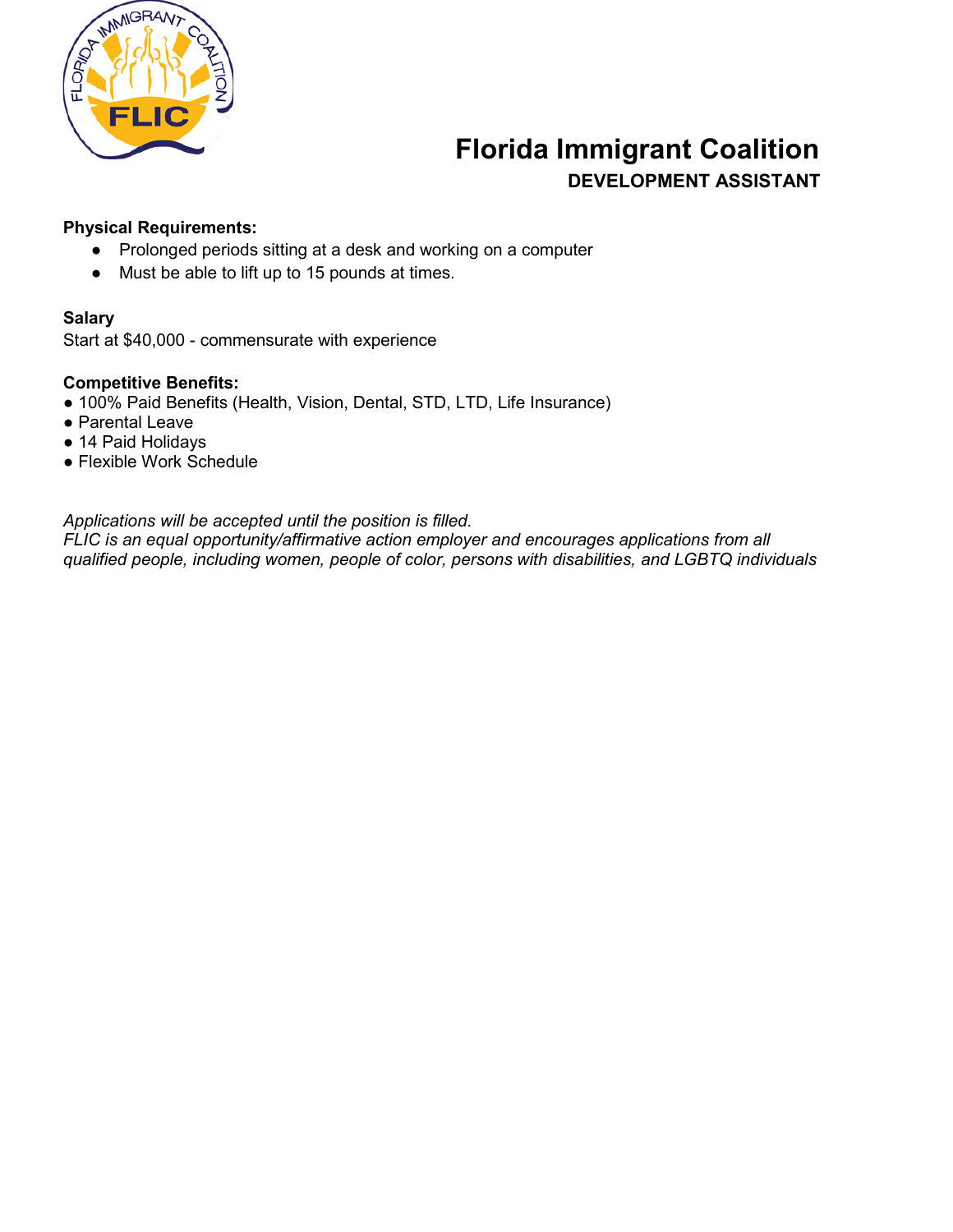# Florida Immigrant Coalition

## DEVELOPMENT ASSISTANT

**Physical Requirements:**

- Prolonged periods sitting at a desk and working on a computer
- Must be able to lift up to 15 pounds at times.

**Salary**

Start at $40,000 - commensurate with experience

**Competitive Benefits:**

- 100% Paid Benefits (Health, Vision, Dental, STD, LTD, Life Insurance)
- Parental Leave
- 14 Paid Holidays
- Flexible Work Schedule

*Applications will be accepted until the position is filled.*
*FLIC is an equal opportunity/affirmative action employer and encourages applications from all qualified people, including women, people of color, persons with disabilities, and LGBTQ individuals*